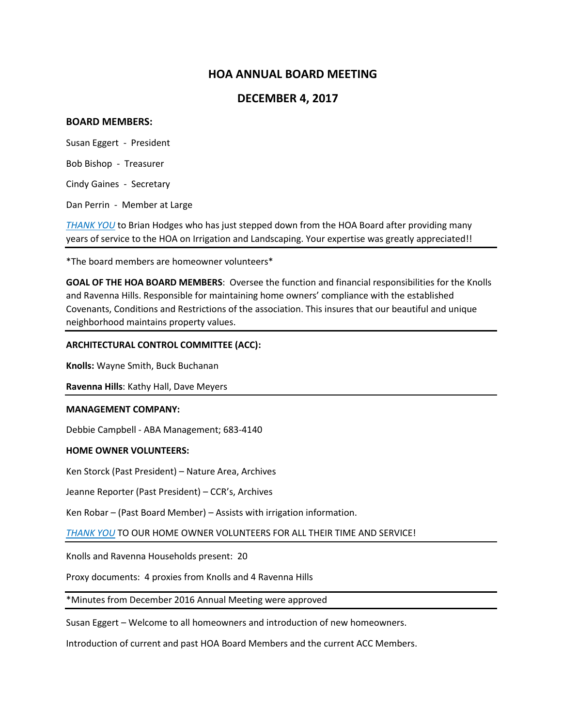# HOA ANNUAL BOARD MEETING

## DECEMBER 4, 2017

**BOARD MEMBERS:**

Susan Eggert - President

Bob Bishop - Treasurer

Cindy Gaines - Secretary

Dan Perrin - Member at Large

*THANK YOU* to Brian Hodges who has just stepped down from the HOA Board after providing many years of service to the HOA on Irrigation and Landscaping. Your expertise was greatly appreciated!!

---

*The board members are homeowner volunteers*

**GOAL OF THE HOA BOARD MEMBERS**: Oversee the function and financial responsibilities for the Knolls and Ravenna Hills. Responsible for maintaining home owners' compliance with the established Covenants, Conditions and Restrictions of the association. This insures that our beautiful and unique neighborhood maintains property values.

---

**ARCHITECTURAL CONTROL COMMITTEE (ACC):**

**Knolls:** Wayne Smith, Buck Buchanan

**Ravenna Hills**: Kathy Hall, Dave Meyers

---

**MANAGEMENT COMPANY:**

Debbie Campbell - ABA Management; 683-4140

**HOME OWNER VOLUNTEERS:**

Ken Storck (Past President) – Nature Area, Archives

Jeanne Reporter (Past President) – CCR's, Archives

Ken Robar – (Past Board Member) – Assists with irrigation information.

*THANK YOU* TO OUR HOME OWNER VOLUNTEERS FOR ALL THEIR TIME AND SERVICE!

---

Knolls and Ravenna Households present: 20

Proxy documents: 4 proxies from Knolls and 4 Ravenna Hills

---

*Minutes from December 2016 Annual Meeting were approved

---

Susan Eggert – Welcome to all homeowners and introduction of new homeowners.

Introduction of current and past HOA Board Members and the current ACC Members.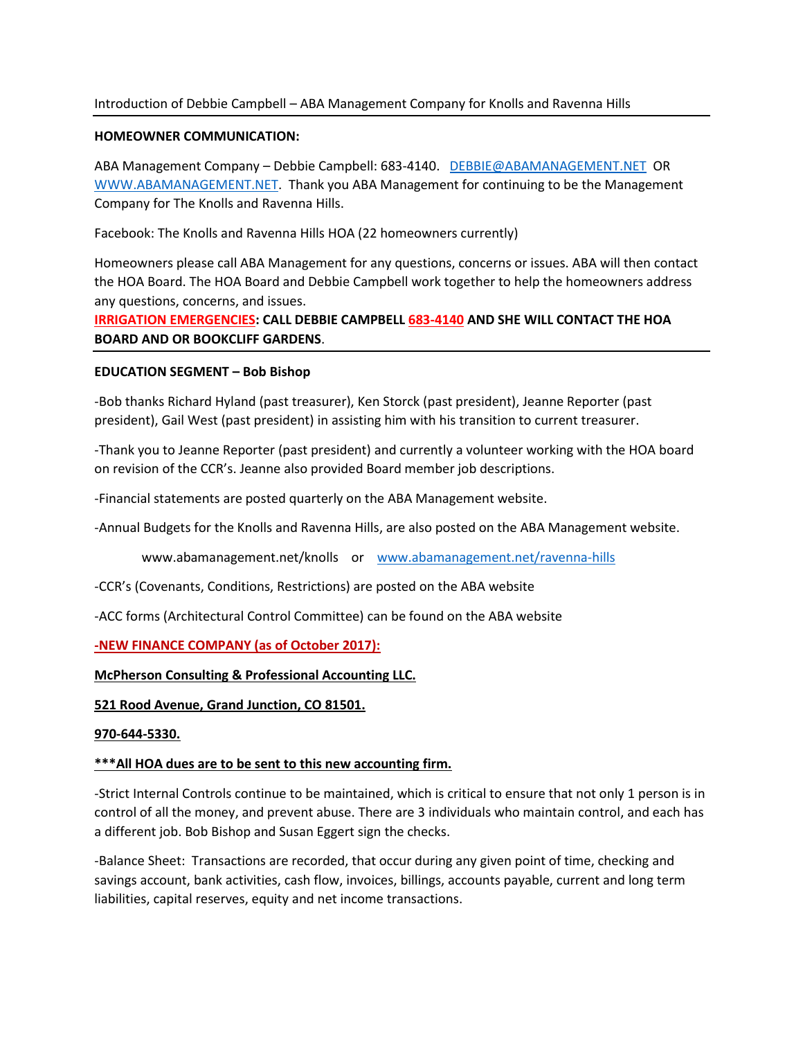Introduction of Debbie Campbell – ABA Management Company for Knolls and Ravenna Hills

---

**HOMEOWNER COMMUNICATION:**

ABA Management Company – Debbie Campbell: 683-4140. DEBBIE@ABAMANAGEMENT.NET OR WWW.ABAMANAGEMENT.NET. Thank you ABA Management for continuing to be the Management Company for The Knolls and Ravenna Hills.

Facebook: The Knolls and Ravenna Hills HOA (22 homeowners currently)

Homeowners please call ABA Management for any questions, concerns or issues. ABA will then contact the HOA Board. The HOA Board and Debbie Campbell work together to help the homeowners address any questions, concerns, and issues.

**IRRIGATION EMERGENCIES: CALL DEBBIE CAMPBELL 683-4140 AND SHE WILL CONTACT THE HOA BOARD AND OR BOOKCLIFF GARDENS**.

---

**EDUCATION SEGMENT – Bob Bishop**

-Bob thanks Richard Hyland (past treasurer), Ken Storck (past president), Jeanne Reporter (past president), Gail West (past president) in assisting him with his transition to current treasurer.

-Thank you to Jeanne Reporter (past president) and currently a volunteer working with the HOA board on revision of the CCR's. Jeanne also provided Board member job descriptions.

-Financial statements are posted quarterly on the ABA Management website.

-Annual Budgets for the Knolls and Ravenna Hills, are also posted on the ABA Management website.

www.abamanagement.net/knolls or www.abamanagement.net/ravenna-hills

-CCR's (Covenants, Conditions, Restrictions) are posted on the ABA website

-ACC forms (Architectural Control Committee) can be found on the ABA website

**-NEW FINANCE COMPANY (as of October 2017):**

**McPherson Consulting & Professional Accounting LLC.**

**521 Rood Avenue, Grand Junction, CO 81501.**

**970-644-5330.**

**\*\*\*All HOA dues are to be sent to this new accounting firm.**

-Strict Internal Controls continue to be maintained, which is critical to ensure that not only 1 person is in control of all the money, and prevent abuse. There are 3 individuals who maintain control, and each has a different job. Bob Bishop and Susan Eggert sign the checks.

-Balance Sheet: Transactions are recorded, that occur during any given point of time, checking and savings account, bank activities, cash flow, invoices, billings, accounts payable, current and long term liabilities, capital reserves, equity and net income transactions.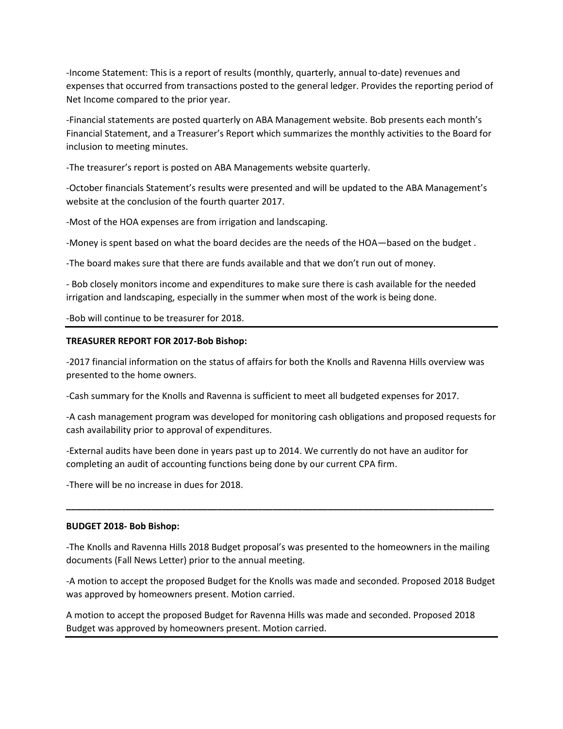-Income Statement: This is a report of results (monthly, quarterly, annual to-date) revenues and expenses that occurred from transactions posted to the general ledger. Provides the reporting period of Net Income compared to the prior year.

-Financial statements are posted quarterly on ABA Management website. Bob presents each month's Financial Statement, and a Treasurer's Report which summarizes the monthly activities to the Board for inclusion to meeting minutes.

-The treasurer's report is posted on ABA Managements website quarterly.

-October financials Statement's results were presented and will be updated to the ABA Management's website at the conclusion of the fourth quarter 2017.

-Most of the HOA expenses are from irrigation and landscaping.

-Money is spent based on what the board decides are the needs of the HOA—based on the budget .

-The board makes sure that there are funds available and that we don't run out of money.

- Bob closely monitors income and expenditures to make sure there is cash available for the needed irrigation and landscaping, especially in the summer when most of the work is being done.

-Bob will continue to be treasurer for 2018.

---

**TREASURER REPORT FOR 2017-Bob Bishop:**

-2017 financial information on the status of affairs for both the Knolls and Ravenna Hills overview was presented to the home owners.

-Cash summary for the Knolls and Ravenna is sufficient to meet all budgeted expenses for 2017.

-A cash management program was developed for monitoring cash obligations and proposed requests for cash availability prior to approval of expenditures.

-External audits have been done in years past up to 2014. We currently do not have an auditor for completing an audit of accounting functions being done by our current CPA firm.

-There will be no increase in dues for 2018.

---

**BUDGET 2018- Bob Bishop:**

-The Knolls and Ravenna Hills 2018 Budget proposal's was presented to the homeowners in the mailing documents (Fall News Letter) prior to the annual meeting.

-A motion to accept the proposed Budget for the Knolls was made and seconded. Proposed 2018 Budget was approved by homeowners present. Motion carried.

A motion to accept the proposed Budget for Ravenna Hills was made and seconded. Proposed 2018 Budget was approved by homeowners present. Motion carried.

---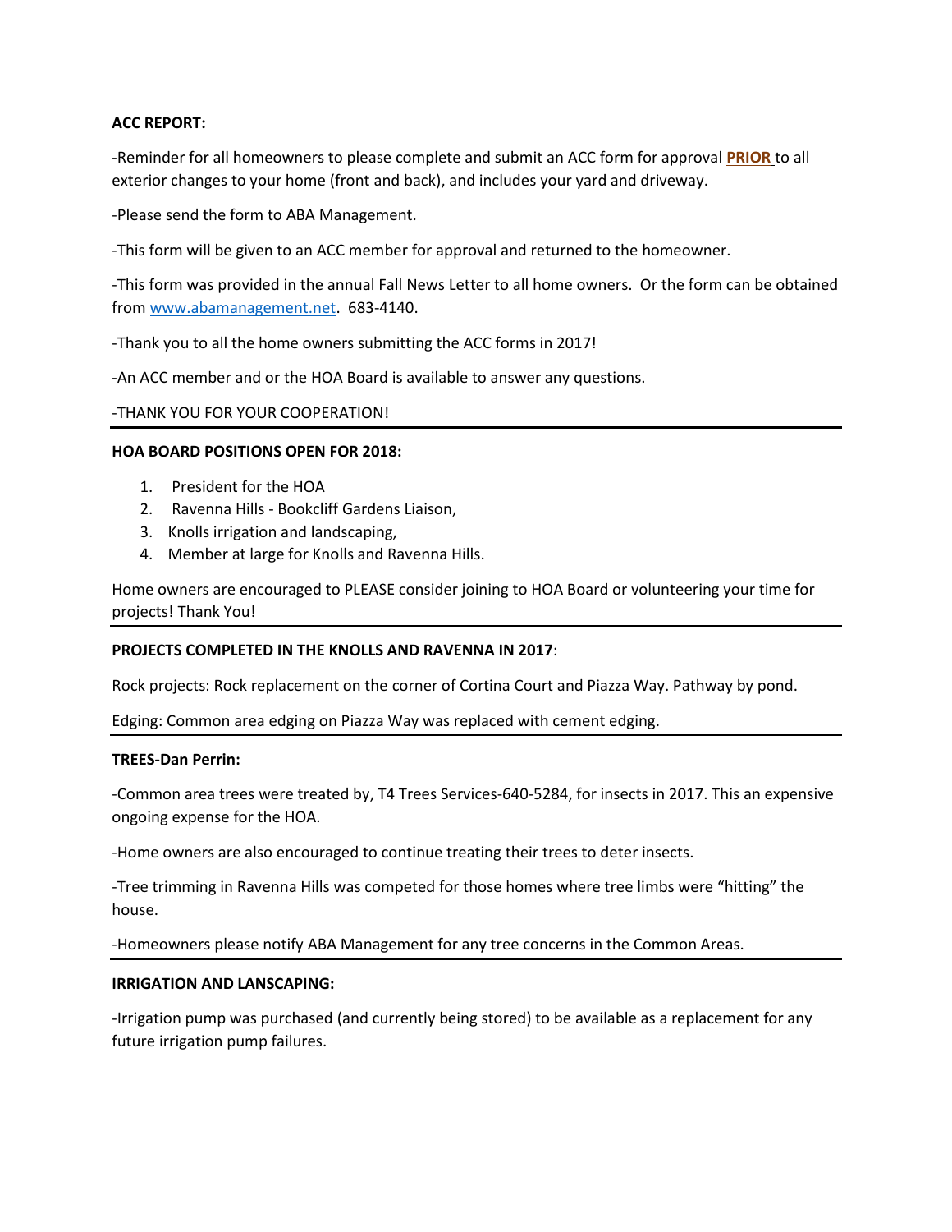**ACC REPORT:**

-Reminder for all homeowners to please complete and submit an ACC form for approval **PRIOR** to all exterior changes to your home (front and back), and includes your yard and driveway.

-Please send the form to ABA Management.

-This form will be given to an ACC member for approval and returned to the homeowner.

-This form was provided in the annual Fall News Letter to all home owners. Or the form can be obtained from [www.abamanagement.net](http://www.abamanagement.net). 683-4140.

-Thank you to all the home owners submitting the ACC forms in 2017!

-An ACC member and or the HOA Board is available to answer any questions.

-THANK YOU FOR YOUR COOPERATION!

---

**HOA BOARD POSITIONS OPEN FOR 2018:**

1. President for the HOA
2. Ravenna Hills - Bookcliff Gardens Liaison,
3. Knolls irrigation and landscaping,
4. Member at large for Knolls and Ravenna Hills.

Home owners are encouraged to PLEASE consider joining to HOA Board or volunteering your time for projects! Thank You!

---

**PROJECTS COMPLETED IN THE KNOLLS AND RAVENNA IN 2017**:

Rock projects: Rock replacement on the corner of Cortina Court and Piazza Way. Pathway by pond.

Edging: Common area edging on Piazza Way was replaced with cement edging.

---

**TREES-Dan Perrin:**

-Common area trees were treated by, T4 Trees Services-640-5284, for insects in 2017. This an expensive ongoing expense for the HOA.

-Home owners are also encouraged to continue treating their trees to deter insects.

-Tree trimming in Ravenna Hills was competed for those homes where tree limbs were "hitting" the house.

-Homeowners please notify ABA Management for any tree concerns in the Common Areas.

---

**IRRIGATION AND LANSCAPING:**

-Irrigation pump was purchased (and currently being stored) to be available as a replacement for any future irrigation pump failures.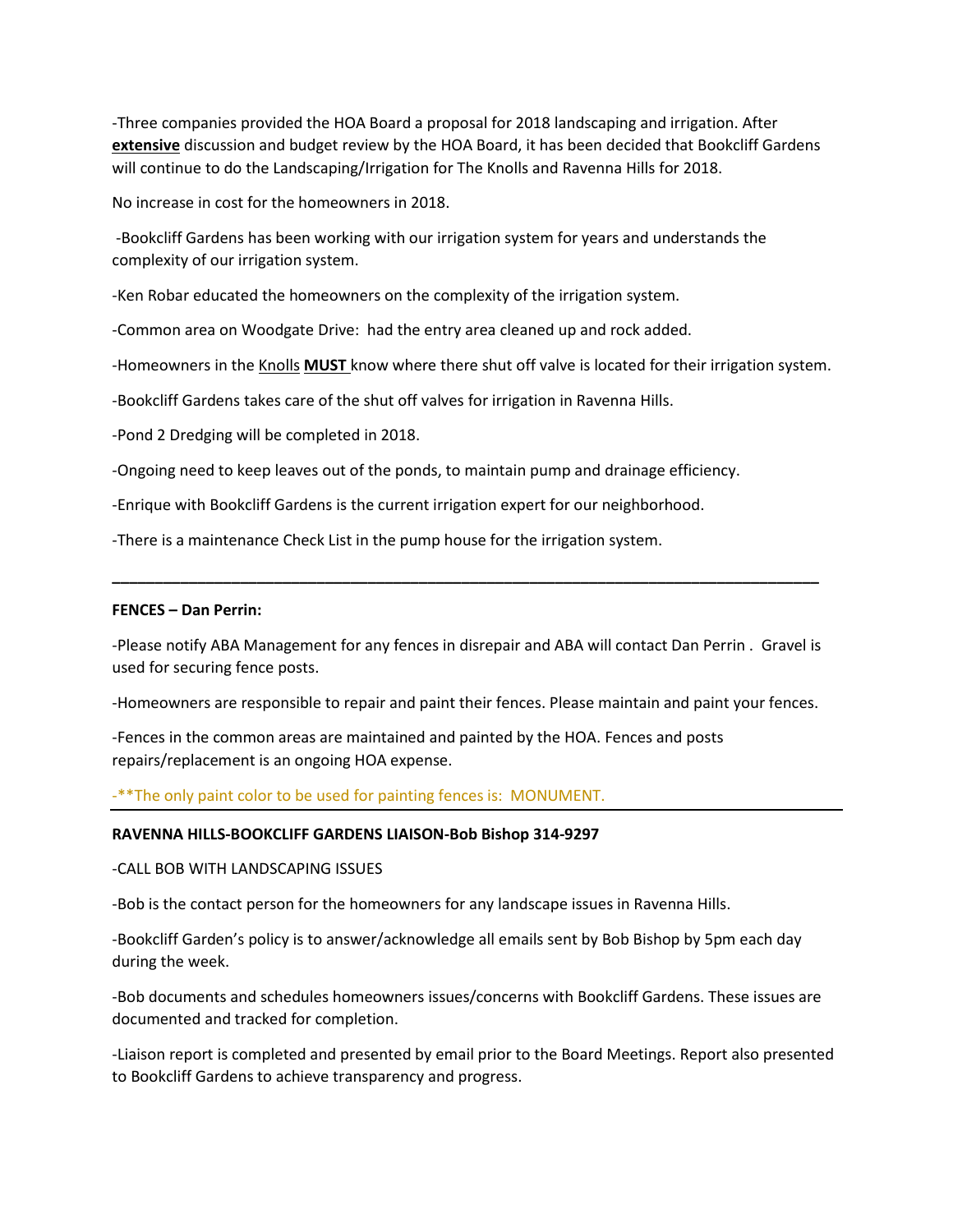-Three companies provided the HOA Board a proposal for 2018 landscaping and irrigation. After **extensive** discussion and budget review by the HOA Board, it has been decided that Bookcliff Gardens will continue to do the Landscaping/Irrigation for The Knolls and Ravenna Hills for 2018.

No increase in cost for the homeowners in 2018.

-Bookcliff Gardens has been working with our irrigation system for years and understands the complexity of our irrigation system.

-Ken Robar educated the homeowners on the complexity of the irrigation system.

-Common area on Woodgate Drive: had the entry area cleaned up and rock added.

-Homeowners in the Knolls **MUST** know where there shut off valve is located for their irrigation system.

-Bookcliff Gardens takes care of the shut off valves for irrigation in Ravenna Hills.

-Pond 2 Dredging will be completed in 2018.

-Ongoing need to keep leaves out of the ponds, to maintain pump and drainage efficiency.

-Enrique with Bookcliff Gardens is the current irrigation expert for our neighborhood.

-There is a maintenance Check List in the pump house for the irrigation system.

---

**FENCES – Dan Perrin:**

-Please notify ABA Management for any fences in disrepair and ABA will contact Dan Perrin . Gravel is used for securing fence posts.

-Homeowners are responsible to repair and paint their fences. Please maintain and paint your fences.

-Fences in the common areas are maintained and painted by the HOA. Fences and posts repairs/replacement is an ongoing HOA expense.

-**The only paint color to be used for painting fences is: MONUMENT.

---

**RAVENNA HILLS-BOOKCLIFF GARDENS LIAISON-Bob Bishop 314-9297**

-CALL BOB WITH LANDSCAPING ISSUES

-Bob is the contact person for the homeowners for any landscape issues in Ravenna Hills.

-Bookcliff Garden's policy is to answer/acknowledge all emails sent by Bob Bishop by 5pm each day during the week.

-Bob documents and schedules homeowners issues/concerns with Bookcliff Gardens. These issues are documented and tracked for completion.

-Liaison report is completed and presented by email prior to the Board Meetings. Report also presented to Bookcliff Gardens to achieve transparency and progress.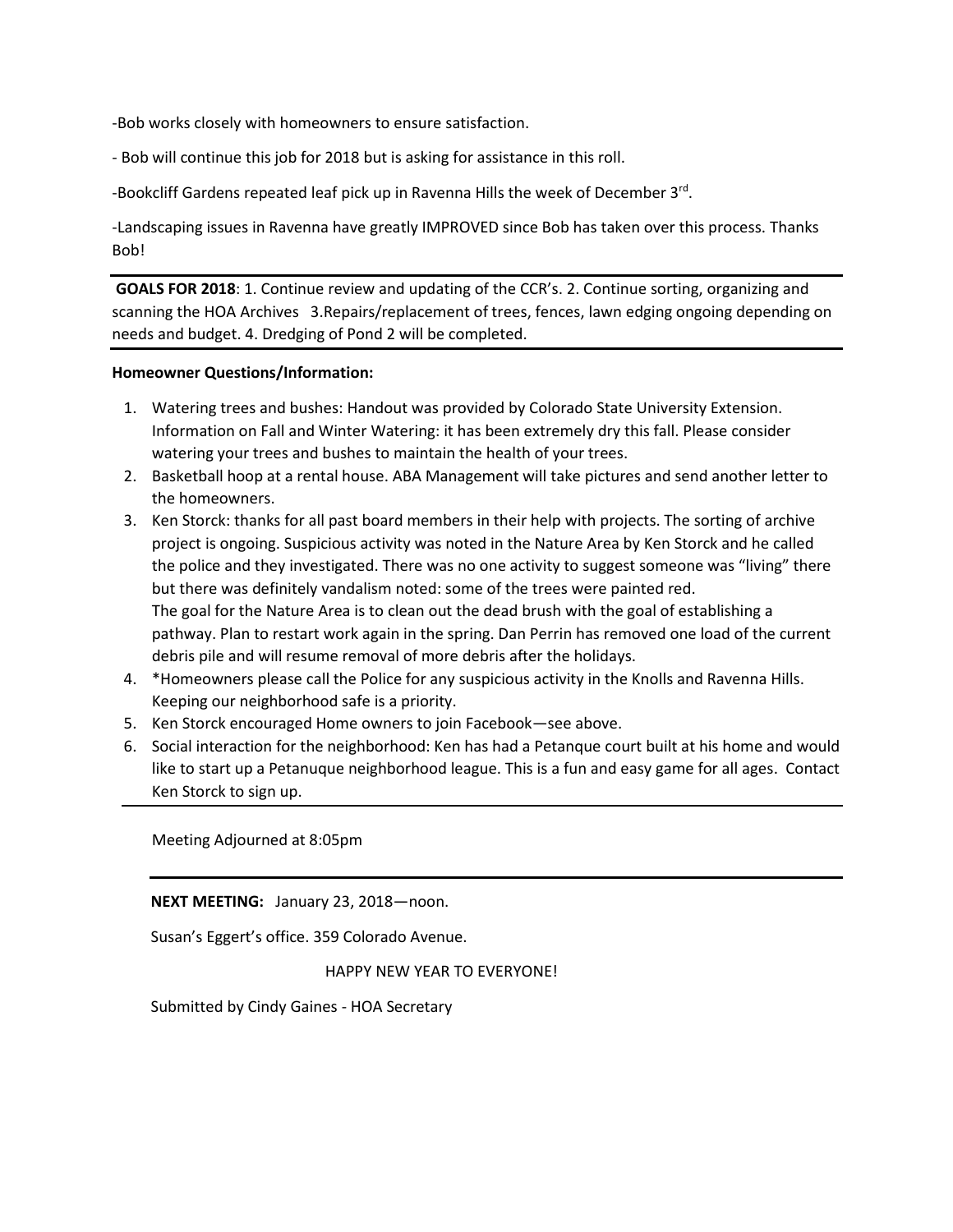-Bob works closely with homeowners to ensure satisfaction.

- Bob will continue this job for 2018 but is asking for assistance in this roll.

-Bookcliff Gardens repeated leaf pick up in Ravenna Hills the week of December 3rd.

-Landscaping issues in Ravenna have greatly IMPROVED since Bob has taken over this process. Thanks Bob!

---

**GOALS FOR 2018**: 1. Continue review and updating of the CCR's. 2. Continue sorting, organizing and scanning the HOA Archives 3.Repairs/replacement of trees, fences, lawn edging ongoing depending on needs and budget. 4. Dredging of Pond 2 will be completed.

---

**Homeowner Questions/Information:**

1. Watering trees and bushes: Handout was provided by Colorado State University Extension. Information on Fall and Winter Watering: it has been extremely dry this fall. Please consider watering your trees and bushes to maintain the health of your trees.
2. Basketball hoop at a rental house. ABA Management will take pictures and send another letter to the homeowners.
3. Ken Storck: thanks for all past board members in their help with projects. The sorting of archive project is ongoing. Suspicious activity was noted in the Nature Area by Ken Storck and he called the police and they investigated. There was no one activity to suggest someone was "living" there but there was definitely vandalism noted: some of the trees were painted red.
   The goal for the Nature Area is to clean out the dead brush with the goal of establishing a pathway. Plan to restart work again in the spring. Dan Perrin has removed one load of the current debris pile and will resume removal of more debris after the holidays.
4. *Homeowners please call the Police for any suspicious activity in the Knolls and Ravenna Hills. Keeping our neighborhood safe is a priority.
5. Ken Storck encouraged Home owners to join Facebook—see above.
6. Social interaction for the neighborhood: Ken has had a Petanque court built at his home and would like to start up a Petanuque neighborhood league. This is a fun and easy game for all ages. Contact Ken Storck to sign up.

---

Meeting Adjourned at 8:05pm

---

**NEXT MEETING:** January 23, 2018—noon.

Susan's Eggert's office. 359 Colorado Avenue.

HAPPY NEW YEAR TO EVERYONE!

Submitted by Cindy Gaines - HOA Secretary